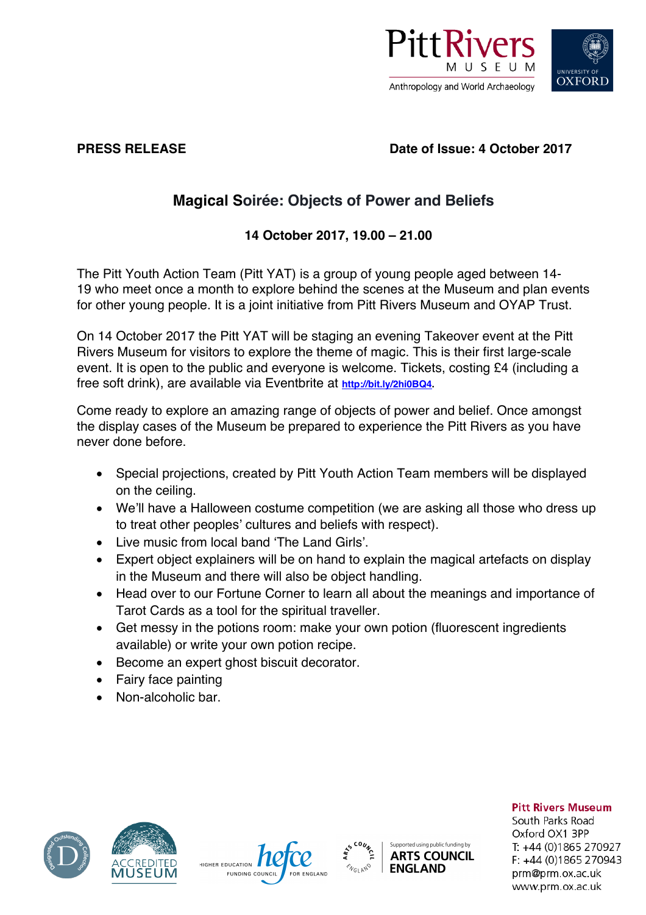**PRESS RELEASE** **Date of Issue: 4 October 2017**

# Magical Soirée: Objects of Power and Beliefs

**14 October 2017, 19.00 – 21.00**

The Pitt Youth Action Team (Pitt YAT) is a group of young people aged between 14-19 who meet once a month to explore behind the scenes at the Museum and plan events for other young people. It is a joint initiative from Pitt Rivers Museum and OYAP Trust.

On 14 October 2017 the Pitt YAT will be staging an evening Takeover event at the Pitt Rivers Museum for visitors to explore the theme of magic. This is their first large-scale event. It is open to the public and everyone is welcome. Tickets, costing £4 (including a free soft drink), are available via Eventbrite at http://bit.ly/2hi0BQ4.

Come ready to explore an amazing range of objects of power and belief. Once amongst the display cases of the Museum be prepared to experience the Pitt Rivers as you have never done before.

- Special projections, created by Pitt Youth Action Team members will be displayed on the ceiling.
- We'll have a Halloween costume competition (we are asking all those who dress up to treat other peoples' cultures and beliefs with respect).
- Live music from local band 'The Land Girls'.
- Expert object explainers will be on hand to explain the magical artefacts on display in the Museum and there will also be object handling.
- Head over to our Fortune Corner to learn all about the meanings and importance of Tarot Cards as a tool for the spiritual traveller.
- Get messy in the potions room: make your own potion (fluorescent ingredients available) or write your own potion recipe.
- Become an expert ghost biscuit decorator.
- Fairy face painting
- Non-alcoholic bar.

**Pitt Rivers Museum**
South Parks Road
Oxford OX1 3PP
T: +44 (0)1865 270927
F: +44 (0)1865 270943
prm@prm.ox.ac.uk
www.prm.ox.ac.uk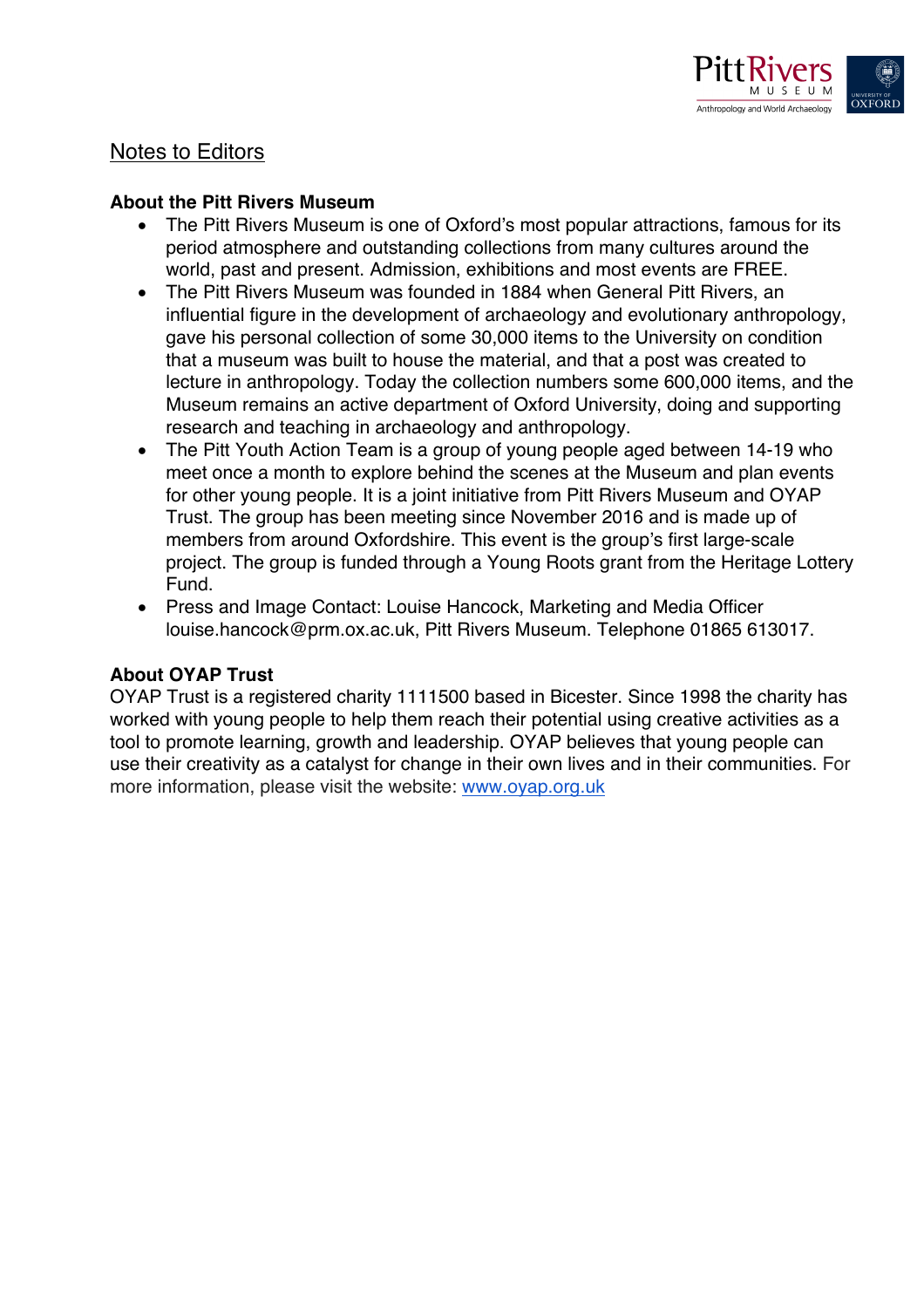## Notes to Editors

**About the Pitt Rivers Museum**

- The Pitt Rivers Museum is one of Oxford's most popular attractions, famous for its period atmosphere and outstanding collections from many cultures around the world, past and present. Admission, exhibitions and most events are FREE.
- The Pitt Rivers Museum was founded in 1884 when General Pitt Rivers, an influential figure in the development of archaeology and evolutionary anthropology, gave his personal collection of some 30,000 items to the University on condition that a museum was built to house the material, and that a post was created to lecture in anthropology. Today the collection numbers some 600,000 items, and the Museum remains an active department of Oxford University, doing and supporting research and teaching in archaeology and anthropology.
- The Pitt Youth Action Team is a group of young people aged between 14-19 who meet once a month to explore behind the scenes at the Museum and plan events for other young people. It is a joint initiative from Pitt Rivers Museum and OYAP Trust. The group has been meeting since November 2016 and is made up of members from around Oxfordshire. This event is the group's first large-scale project. The group is funded through a Young Roots grant from the Heritage Lottery Fund.
- Press and Image Contact: Louise Hancock, Marketing and Media Officer louise.hancock@prm.ox.ac.uk, Pitt Rivers Museum. Telephone 01865 613017.

**About OYAP Trust**

OYAP Trust is a registered charity 1111500 based in Bicester. Since 1998 the charity has worked with young people to help them reach their potential using creative activities as a tool to promote learning, growth and leadership. OYAP believes that young people can use their creativity as a catalyst for change in their own lives and in their communities. For more information, please visit the website: [www.oyap.org.uk](http://www.oyap.org.uk)